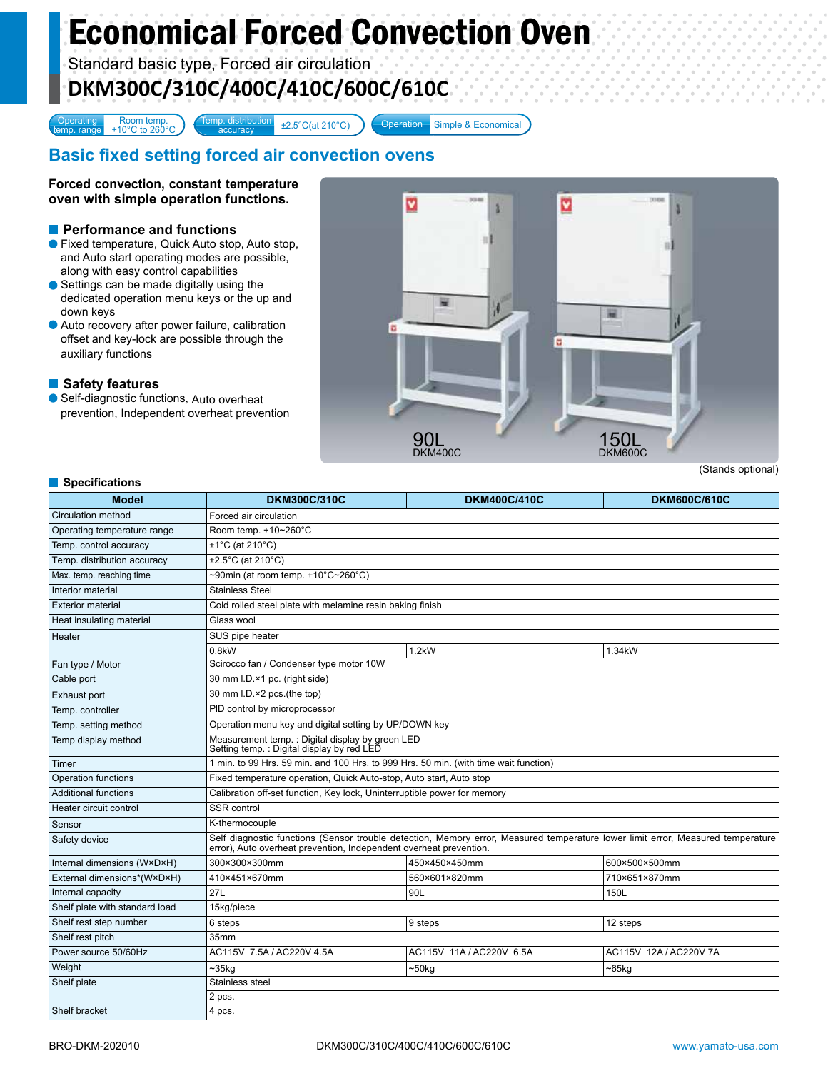# Economical Forced Convection Oven

Standard basic type, Forced air circulation

## DKM300C/310C/400C/410C/600C/610C

Operating temp. range: Room temp. +10°C to 260°C | Temp. distribution accuracy: ±2.5°C(at 210°C) | Operation: Simple & Economical

## Basic fixed setting forced air convection ovens

**Forced convection, constant temperature oven with simple operation functions.**

### Performance and functions

- Fixed temperature, Quick Auto stop, Auto stop, and Auto start operating modes are possible, along with easy control capabilities
- Settings can be made digitally using the dedicated operation menu keys or the up and down keys
- Auto recovery after power failure, calibration offset and key-lock are possible through the auxiliary functions

### Safety features

- Self-diagnostic functions, Auto overheat prevention, Independent overheat prevention

90L DKM400C

150L DKM600C

(Stands optional)

### Specifications

| Model | DKM300C/310C | DKM400C/410C | DKM600C/610C |
|---|---|---|---|
| Circulation method | Forced air circulation | | |
| Operating temperature range | Room temp. +10~260°C | | |
| Temp. control accuracy | ±1°C (at 210°C) | | |
| Temp. distribution accuracy | ±2.5°C (at 210°C) | | |
| Max. temp. reaching time | ~90min (at room temp. +10°C~260°C) | | |
| Interior material | Stainless Steel | | |
| Exterior material | Cold rolled steel plate with melamine resin baking finish | | |
| Heat insulating material | Glass wool | | |
| Heater | SUS pipe heater | | |
| | 0.8kW | 1.2kW | 1.34kW |
| Fan type / Motor | Scirocco fan / Condenser type motor 10W | | |
| Cable port | 30 mm I.D.×1 pc. (right side) | | |
| Exhaust port | 30 mm I.D.×2 pcs.(the top) | | |
| Temp. controller | PID control by microprocessor | | |
| Temp. setting method | Operation menu key and digital setting by UP/DOWN key | | |
| Temp display method | Measurement temp. : Digital display by green LED<br>Setting temp. : Digital display by red LED | | |
| Timer | 1 min. to 99 Hrs. 59 min. and 100 Hrs. to 999 Hrs. 50 min. (with time wait function) | | |
| Operation functions | Fixed temperature operation, Quick Auto-stop, Auto start, Auto stop | | |
| Additional functions | Calibration off-set function, Key lock, Uninterruptible power for memory | | |
| Heater circuit control | SSR control | | |
| Sensor | K-thermocouple | | |
| Safety device | Self diagnostic functions (Sensor trouble detection, Memory error, Measured temperature lower limit error, Measured temperature error), Auto overheat prevention, Independent overheat prevention. | | |
| Internal dimensions (W×D×H) | 300×300×300mm | 450×450×450mm | 600×500×500mm |
| External dimensions*(W×D×H) | 410×451×670mm | 560×601×820mm | 710×651×870mm |
| Internal capacity | 27L | 90L | 150L |
| Shelf plate with standard load | 15kg/piece | | |
| Shelf rest step number | 6 steps | 9 steps | 12 steps |
| Shelf rest pitch | 35mm | | |
| Power source 50/60Hz | AC115V 7.5A / AC220V 4.5A | AC115V 11A / AC220V 6.5A | AC115V 12A / AC220V 7A |
| Weight | ~35kg | ~50kg | ~65kg |
| Shelf plate | Stainless steel | | |
| | 2 pcs. | | |
| Shelf bracket | 4 pcs. | | |

BRO-DKM-202010 DKM300C/310C/400C/410C/600C/610C www.yamato-usa.com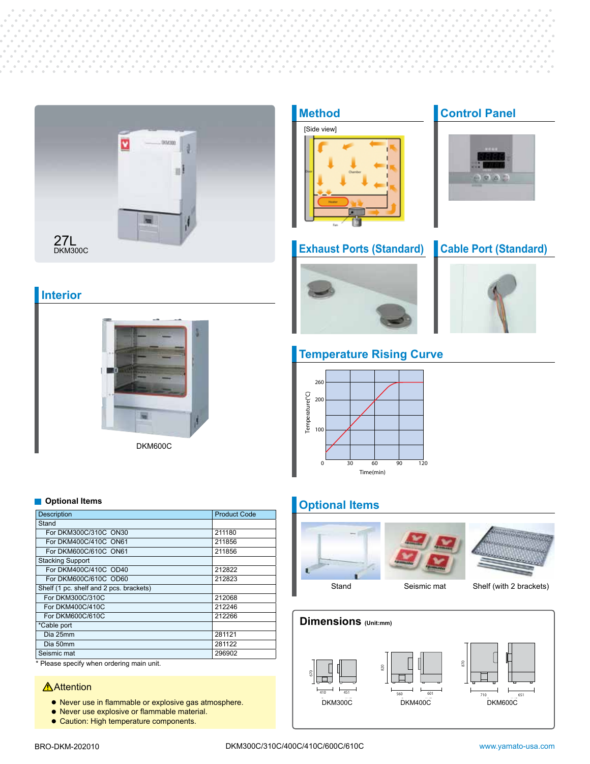27L
DKM300C

## Interior

DKM600C

## Method

[Side view]

Door
Chamber
Heater
Fan

## Control Panel

## Exhaust Ports (Standard)

## Cable Port (Standard)

## Temperature Rising Curve

Temperature(°C)
260
200
100
0
30
60
90
120
Time(min)

### Optional Items

| Description | Product Code |
|---|---|
| Stand | |
| For DKM300C/310C ON30 | 211180 |
| For DKM400C/410C ON61 | 211856 |
| For DKM600C/610C ON61 | 211856 |
| Stacking Support | |
| For DKM400C/410C OD40 | 212822 |
| For DKM600C/610C OD60 | 212823 |
| Shelf (1 pc. shelf and 2 pcs. brackets) | |
| For DKM300C/310C | 212068 |
| For DKM400C/410C | 212246 |
| For DKM600C/610C | 212266 |
| *Cable port | |
| Dia 25mm | 281121 |
| Dia 50mm | 281122 |
| Seismic mat | 296902 |

* Please specify when ordering main unit.

## Optional Items

Stand
Seismic mat
Shelf (with 2 brackets)

### ⚠Attention

- Never use in flammable or explosive gas atmosphere.
- Never use explosive or flammable material.
- Caution: High temperature components.

## Dimensions (Unit:mm)

670
410
451
DKM300C

820
560
601
DKM400C

870
710
651
DKM600C

BRO-DKM-202010 DKM300C/310C/400C/410C/600C/610C www.yamato-usa.com